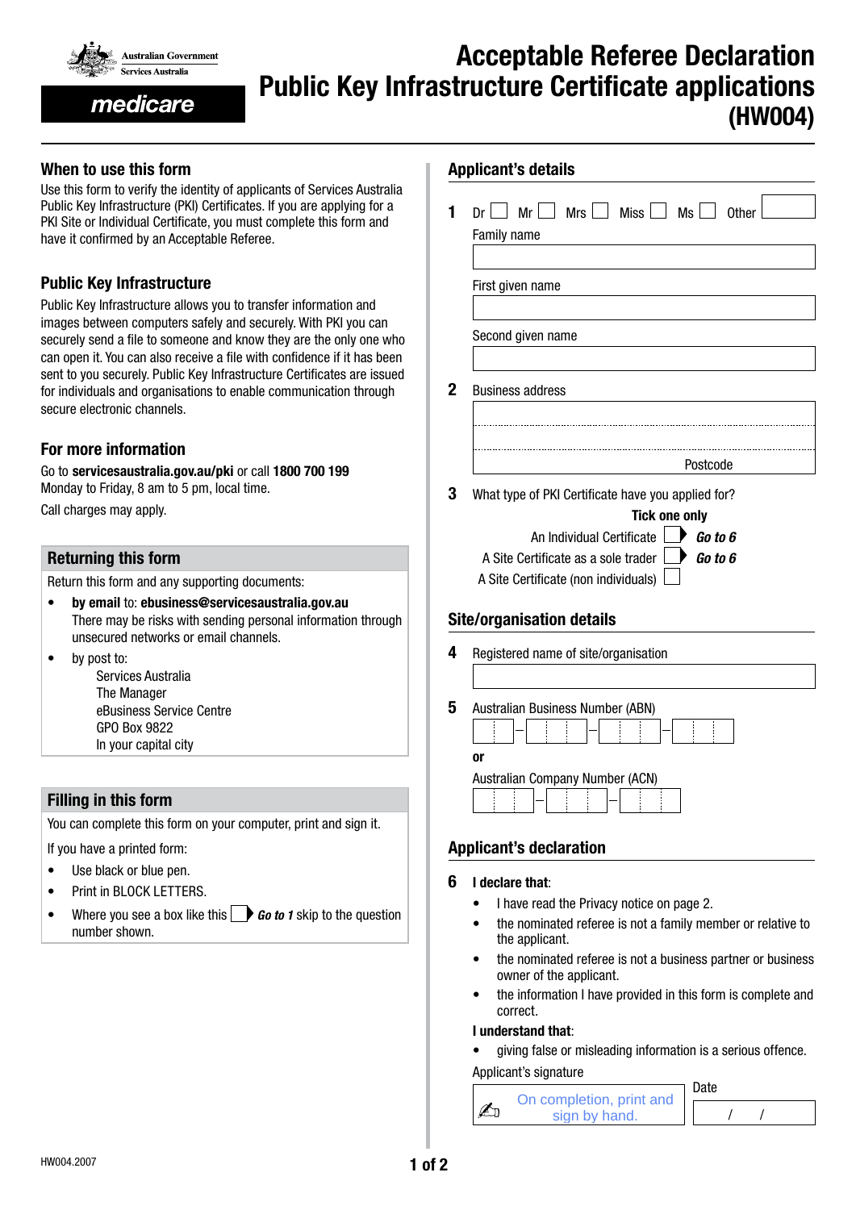Australian Government
Services Australia

medicare

# Acceptable Referee Declaration
# Public Key Infrastructure Certificate applications (HW004)

## When to use this form

Use this form to verify the identity of applicants of Services Australia Public Key Infrastructure (PKI) Certificates. If you are applying for a PKI Site or Individual Certificate, you must complete this form and have it confirmed by an Acceptable Referee.

## Public Key Infrastructure

Public Key Infrastructure allows you to transfer information and images between computers safely and securely. With PKI you can securely send a file to someone and know they are the only one who can open it. You can also receive a file with confidence if it has been sent to you securely. Public Key Infrastructure Certificates are issued for individuals and organisations to enable communication through secure electronic channels.

## For more information

Go to **servicesaustralia.gov.au/pki** or call **1800 700 199** Monday to Friday, 8 am to 5 pm, local time.

Call charges may apply.

## Returning this form

Return this form and any supporting documents:

- **by email** to: **ebusiness@servicesaustralia.gov.au**
  There may be risks with sending personal information through unsecured networks or email channels.
- by post to:
  Services Australia
  The Manager
  eBusiness Service Centre
  GPO Box 9822
  In your capital city

## Filling in this form

You can complete this form on your computer, print and sign it.

If you have a printed form:

- Use black or blue pen.
- Print in BLOCK LETTERS.
- Where you see a box like this ☐ ***Go to 1*** skip to the question number shown.

## Applicant's details

**1** Dr ☐ Mr ☐ Mrs ☐ Miss ☐ Ms ☐ Other ______

Family name

First given name

Second given name

**2** Business address

Postcode

**3** What type of PKI Certificate have you applied for?

**Tick one only**

An Individual Certificate ☐ ***Go to 6***

A Site Certificate as a sole trader ☐ ***Go to 6***

A Site Certificate (non individuals) ☐

## Site/organisation details

**4** Registered name of site/organisation

**5** Australian Business Number (ABN)

**or**

Australian Company Number (ACN)

## Applicant's declaration

**6** **I declare that**:

- I have read the Privacy notice on page 2.
- the nominated referee is not a family member or relative to the applicant.
- the nominated referee is not a business partner or business owner of the applicant.
- the information I have provided in this form is complete and correct.

**I understand that**:

- giving false or misleading information is a serious offence.

Applicant's signature

On completion, print and sign by hand.

Date / /

HW004.2007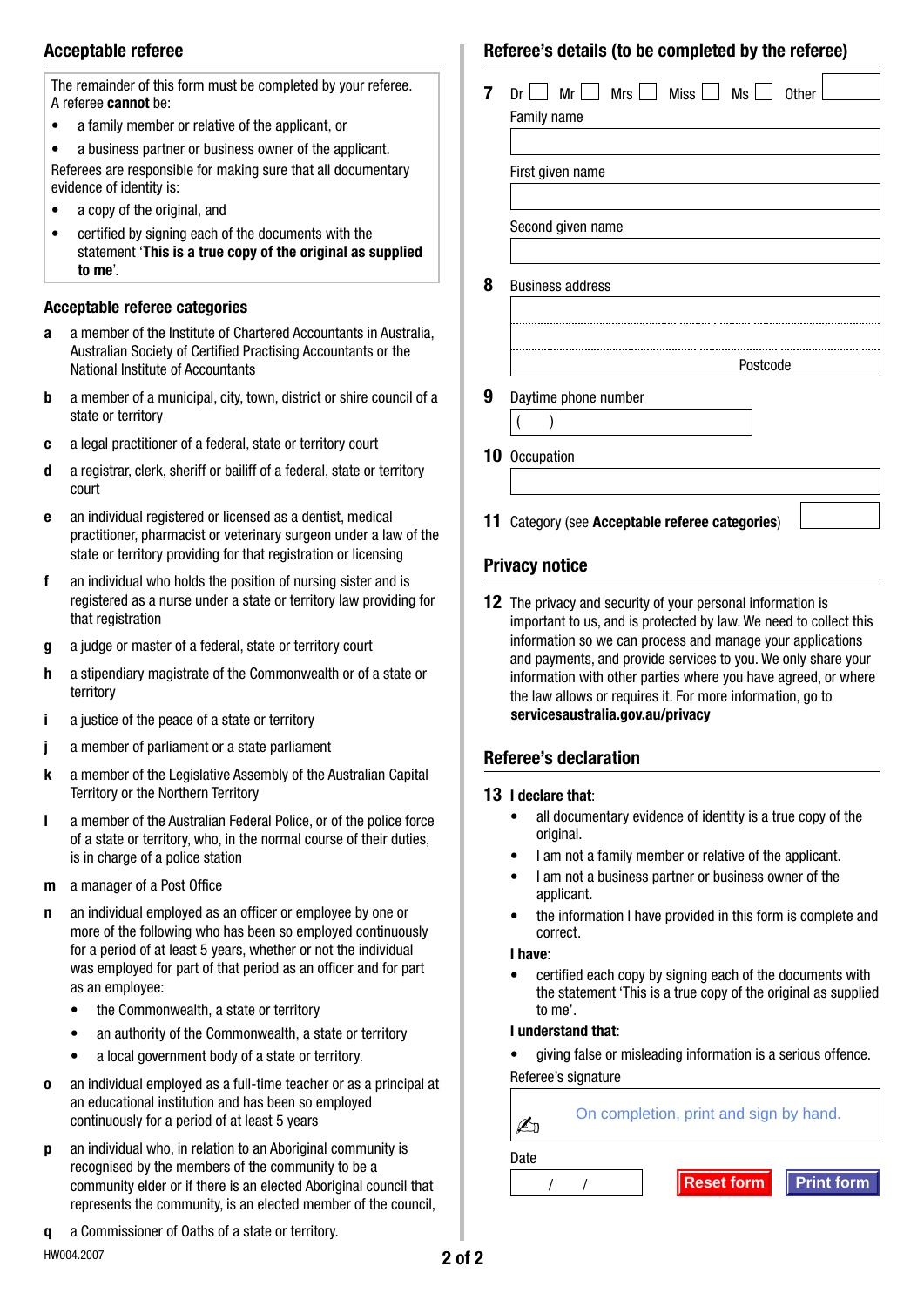## Acceptable referee

The remainder of this form must be completed by your referee.
A referee **cannot** be:

- a family member or relative of the applicant, or
- a business partner or business owner of the applicant.

Referees are responsible for making sure that all documentary evidence of identity is:

- a copy of the original, and
- certified by signing each of the documents with the statement '**This is a true copy of the original as supplied to me**'.

## Acceptable referee categories

**a** a member of the Institute of Chartered Accountants in Australia, Australian Society of Certified Practising Accountants or the National Institute of Accountants

**b** a member of a municipal, city, town, district or shire council of a state or territory

**c** a legal practitioner of a federal, state or territory court

**d** a registrar, clerk, sheriff or bailiff of a federal, state or territory court

**e** an individual registered or licensed as a dentist, medical practitioner, pharmacist or veterinary surgeon under a law of the state or territory providing for that registration or licensing

**f** an individual who holds the position of nursing sister and is registered as a nurse under a state or territory law providing for that registration

**g** a judge or master of a federal, state or territory court

**h** a stipendiary magistrate of the Commonwealth or of a state or territory

**i** a justice of the peace of a state or territory

**j** a member of parliament or a state parliament

**k** a member of the Legislative Assembly of the Australian Capital Territory or the Northern Territory

**l** a member of the Australian Federal Police, or of the police force of a state or territory, who, in the normal course of their duties, is in charge of a police station

**m** a manager of a Post Office

**n** an individual employed as an officer or employee by one or more of the following who has been so employed continuously for a period of at least 5 years, whether or not the individual was employed for part of that period as an officer and for part as an employee:

- the Commonwealth, a state or territory
- an authority of the Commonwealth, a state or territory
- a local government body of a state or territory.

**o** an individual employed as a full-time teacher or as a principal at an educational institution and has been so employed continuously for a period of at least 5 years

**p** an individual who, in relation to an Aboriginal community is recognised by the members of the community to be a community elder or if there is an elected Aboriginal council that represents the community, is an elected member of the council,

**q** a Commissioner of Oaths of a state or territory.

HW004.2007

## Referee's details (to be completed by the referee)

**7** Dr ☐ Mr ☐ Mrs ☐ Miss ☐ Ms ☐ Other [ ]

Family name

First given name

Second given name

**8** Business address

Postcode

**9** Daytime phone number
(    )

**10** Occupation

**11** Category (see **Acceptable referee categories**)

## Privacy notice

**12** The privacy and security of your personal information is important to us, and is protected by law. We need to collect this information so we can process and manage your applications and payments, and provide services to you. We only share your information with other parties where you have agreed, or where the law allows or requires it. For more information, go to **servicesaustralia.gov.au/privacy**

## Referee's declaration

**13** **I declare that**:

- all documentary evidence of identity is a true copy of the original.
- I am not a family member or relative of the applicant.
- I am not a business partner or business owner of the applicant.
- the information I have provided in this form is complete and correct.

**I have**:

- certified each copy by signing each of the documents with the statement 'This is a true copy of the original as supplied to me'.

**I understand that**:

- giving false or misleading information is a serious offence.

Referee's signature

On completion, print and sign by hand.

Date
/ /

Reset form | Print form